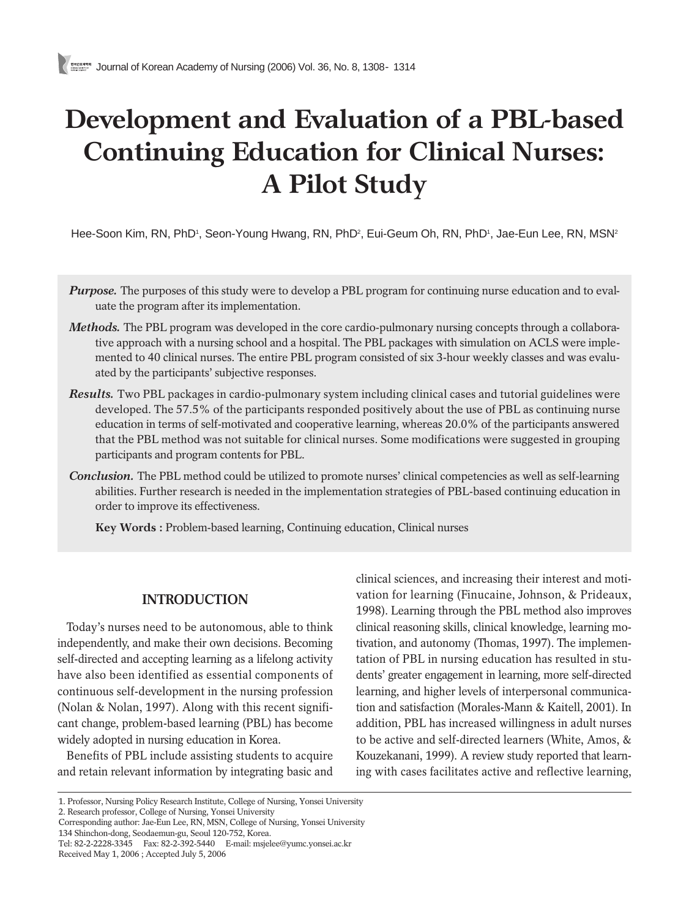# Development and Evaluation of a PBL-based Continuing Education for Clinical Nurses: A Pilot Study

Hee-Soon Kim, RN, PhD[1], Seon-Young Hwang, RN, PhD[2], Eui-Geum Oh, RN, PhD[1], Jae-Eun Lee, RN, MSN[2]

***Purpose.*** The purposes of this study were to develop a PBL program for continuing nurse education and to evaluate the program after its implementation.

***Methods.*** The PBL program was developed in the core cardio-pulmonary nursing concepts through a collaborative approach with a nursing school and a hospital. The PBL packages with simulation on ACLS were implemented to 40 clinical nurses. The entire PBL program consisted of six 3-hour weekly classes and was evaluated by the participants' subjective responses.

***Results.*** Two PBL packages in cardio-pulmonary system including clinical cases and tutorial guidelines were developed. The 57.5% of the participants responded positively about the use of PBL as continuing nurse education in terms of self-motivated and cooperative learning, whereas 20.0% of the participants answered that the PBL method was not suitable for clinical nurses. Some modifications were suggested in grouping participants and program contents for PBL.

***Conclusion.*** The PBL method could be utilized to promote nurses' clinical competencies as well as self-learning abilities. Further research is needed in the implementation strategies of PBL-based continuing education in order to improve its effectiveness.

**Key Words :** Problem-based learning, Continuing education, Clinical nurses

## INTRODUCTION

Today's nurses need to be autonomous, able to think independently, and make their own decisions. Becoming self-directed and accepting learning as a lifelong activity have also been identified as essential components of continuous self-development in the nursing profession (Nolan & Nolan, 1997). Along with this recent significant change, problem-based learning (PBL) has become widely adopted in nursing education in Korea.

Benefits of PBL include assisting students to acquire and retain relevant information by integrating basic and clinical sciences, and increasing their interest and motivation for learning (Finucaine, Johnson, & Prideaux, 1998). Learning through the PBL method also improves clinical reasoning skills, clinical knowledge, learning motivation, and autonomy (Thomas, 1997). The implementation of PBL in nursing education has resulted in students' greater engagement in learning, more self-directed learning, and higher levels of interpersonal communication and satisfaction (Morales-Mann & Kaitell, 2001). In addition, PBL has increased willingness in adult nurses to be active and self-directed learners (White, Amos, & Kouzekanani, 1999). A review study reported that learning with cases facilitates active and reflective learning,

1. Professor, Nursing Policy Research Institute, College of Nursing, Yonsei University
2. Research professor, College of Nursing, Yonsei University

Corresponding author: Jae-Eun Lee, RN, MSN, College of Nursing, Yonsei University
134 Shinchon-dong, Seodaemun-gu, Seoul 120-752, Korea.
Tel: 82-2-2228-3345 Fax: 82-2-392-5440 E-mail: msjelee@yumc.yonsei.ac.kr
Received May 1, 2006 ; Accepted July 5, 2006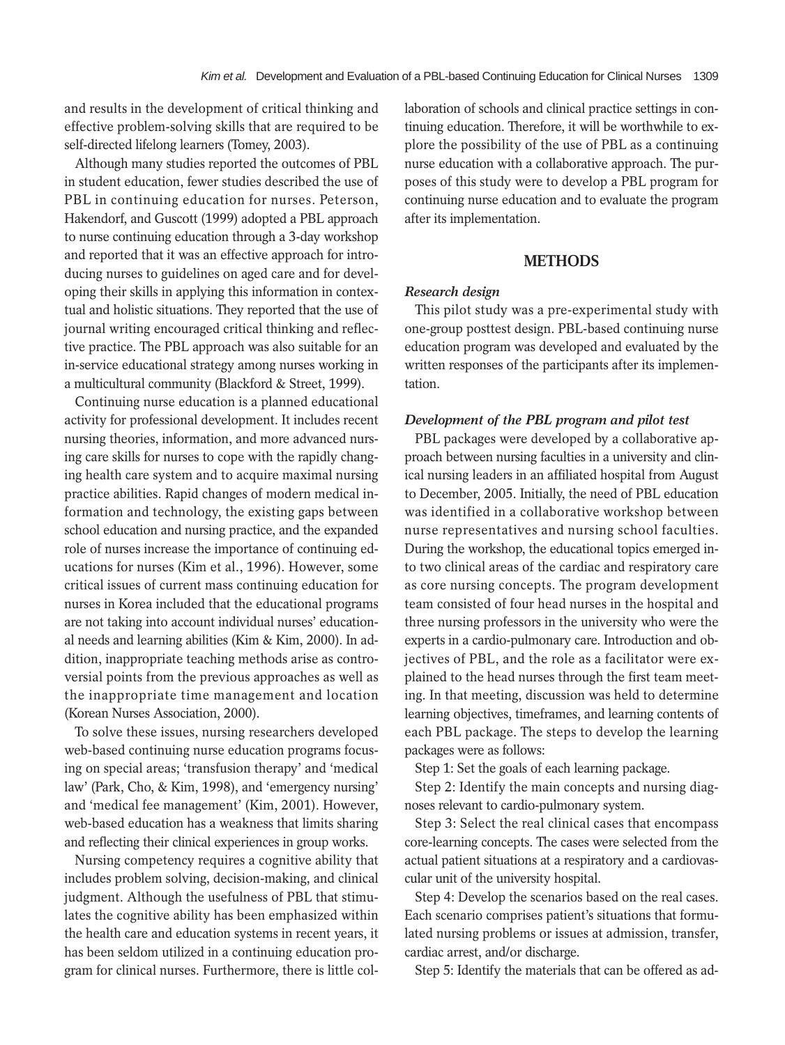and results in the development of critical thinking and effective problem-solving skills that are required to be self-directed lifelong learners (Tomey, 2003).

Although many studies reported the outcomes of PBL in student education, fewer studies described the use of PBL in continuing education for nurses. Peterson, Hakendorf, and Guscott (1999) adopted a PBL approach to nurse continuing education through a 3-day workshop and reported that it was an effective approach for introducing nurses to guidelines on aged care and for developing their skills in applying this information in contextual and holistic situations. They reported that the use of journal writing encouraged critical thinking and reflective practice. The PBL approach was also suitable for an in-service educational strategy among nurses working in a multicultural community (Blackford & Street, 1999).

Continuing nurse education is a planned educational activity for professional development. It includes recent nursing theories, information, and more advanced nursing care skills for nurses to cope with the rapidly changing health care system and to acquire maximal nursing practice abilities. Rapid changes of modern medical information and technology, the existing gaps between school education and nursing practice, and the expanded role of nurses increase the importance of continuing educations for nurses (Kim et al., 1996). However, some critical issues of current mass continuing education for nurses in Korea included that the educational programs are not taking into account individual nurses' educational needs and learning abilities (Kim & Kim, 2000). In addition, inappropriate teaching methods arise as controversial points from the previous approaches as well as the inappropriate time management and location (Korean Nurses Association, 2000).

To solve these issues, nursing researchers developed web-based continuing nurse education programs focusing on special areas; 'transfusion therapy' and 'medical law' (Park, Cho, & Kim, 1998), and 'emergency nursing' and 'medical fee management' (Kim, 2001). However, web-based education has a weakness that limits sharing and reflecting their clinical experiences in group works.

Nursing competency requires a cognitive ability that includes problem solving, decision-making, and clinical judgment. Although the usefulness of PBL that stimulates the cognitive ability has been emphasized within the health care and education systems in recent years, it has been seldom utilized in a continuing education program for clinical nurses. Furthermore, there is little collaboration of schools and clinical practice settings in continuing education. Therefore, it will be worthwhile to explore the possibility of the use of PBL as a continuing nurse education with a collaborative approach. The purposes of this study were to develop a PBL program for continuing nurse education and to evaluate the program after its implementation.

## METHODS

### *Research design*

This pilot study was a pre-experimental study with one-group posttest design. PBL-based continuing nurse education program was developed and evaluated by the written responses of the participants after its implementation.

### *Development of the PBL program and pilot test*

PBL packages were developed by a collaborative approach between nursing faculties in a university and clinical nursing leaders in an affiliated hospital from August to December, 2005. Initially, the need of PBL education was identified in a collaborative workshop between nurse representatives and nursing school faculties. During the workshop, the educational topics emerged into two clinical areas of the cardiac and respiratory care as core nursing concepts. The program development team consisted of four head nurses in the hospital and three nursing professors in the university who were the experts in a cardio-pulmonary care. Introduction and objectives of PBL, and the role as a facilitator were explained to the head nurses through the first team meeting. In that meeting, discussion was held to determine learning objectives, timeframes, and learning contents of each PBL package. The steps to develop the learning packages were as follows:

Step 1: Set the goals of each learning package.

Step 2: Identify the main concepts and nursing diagnoses relevant to cardio-pulmonary system.

Step 3: Select the real clinical cases that encompass core-learning concepts. The cases were selected from the actual patient situations at a respiratory and a cardiovascular unit of the university hospital.

Step 4: Develop the scenarios based on the real cases. Each scenario comprises patient's situations that formulated nursing problems or issues at admission, transfer, cardiac arrest, and/or discharge.

Step 5: Identify the materials that can be offered as ad-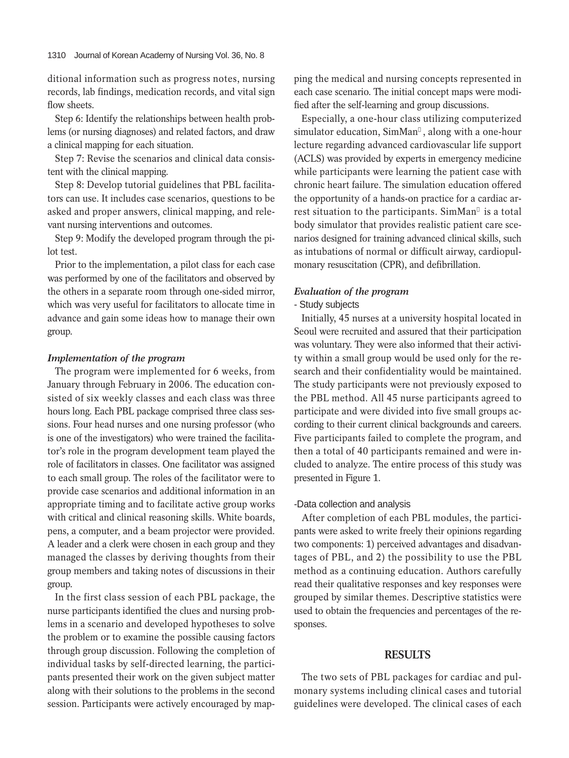ditional information such as progress notes, nursing records, lab findings, medication records, and vital sign flow sheets.

Step 6: Identify the relationships between health problems (or nursing diagnoses) and related factors, and draw a clinical mapping for each situation.

Step 7: Revise the scenarios and clinical data consistent with the clinical mapping.

Step 8: Develop tutorial guidelines that PBL facilitators can use. It includes case scenarios, questions to be asked and proper answers, clinical mapping, and relevant nursing interventions and outcomes.

Step 9: Modify the developed program through the pilot test.

Prior to the implementation, a pilot class for each case was performed by one of the facilitators and observed by the others in a separate room through one-sided mirror, which was very useful for facilitators to allocate time in advance and gain some ideas how to manage their own group.

### *Implementation of the program*

The program were implemented for 6 weeks, from January through February in 2006. The education consisted of six weekly classes and each class was three hours long. Each PBL package comprised three class sessions. Four head nurses and one nursing professor (who is one of the investigators) who were trained the facilitator's role in the program development team played the role of facilitators in classes. One facilitator was assigned to each small group. The roles of the facilitator were to provide case scenarios and additional information in an appropriate timing and to facilitate active group works with critical and clinical reasoning skills. White boards, pens, a computer, and a beam projector were provided. A leader and a clerk were chosen in each group and they managed the classes by deriving thoughts from their group members and taking notes of discussions in their group.

In the first class session of each PBL package, the nurse participants identified the clues and nursing problems in a scenario and developed hypotheses to solve the problem or to examine the possible causing factors through group discussion. Following the completion of individual tasks by self-directed learning, the participants presented their work on the given subject matter along with their solutions to the problems in the second session. Participants were actively encouraged by mapping the medical and nursing concepts represented in each case scenario. The initial concept maps were modified after the self-learning and group discussions.

Especially, a one-hour class utilizing computerized simulator education, SimMan®, along with a one-hour lecture regarding advanced cardiovascular life support (ACLS) was provided by experts in emergency medicine while participants were learning the patient case with chronic heart failure. The simulation education offered the opportunity of a hands-on practice for a cardiac arrest situation to the participants. SimMan® is a total body simulator that provides realistic patient care scenarios designed for training advanced clinical skills, such as intubations of normal or difficult airway, cardiopulmonary resuscitation (CPR), and defibrillation.

### *Evaluation of the program*

- Study subjects

Initially, 45 nurses at a university hospital located in Seoul were recruited and assured that their participation was voluntary. They were also informed that their activity within a small group would be used only for the research and their confidentiality would be maintained. The study participants were not previously exposed to the PBL method. All 45 nurse participants agreed to participate and were divided into five small groups according to their current clinical backgrounds and careers. Five participants failed to complete the program, and then a total of 40 participants remained and were included to analyze. The entire process of this study was presented in Figure 1.

-Data collection and analysis

After completion of each PBL modules, the participants were asked to write freely their opinions regarding two components: 1) perceived advantages and disadvantages of PBL, and 2) the possibility to use the PBL method as a continuing education. Authors carefully read their qualitative responses and key responses were grouped by similar themes. Descriptive statistics were used to obtain the frequencies and percentages of the responses.

## RESULTS

The two sets of PBL packages for cardiac and pulmonary systems including clinical cases and tutorial guidelines were developed. The clinical cases of each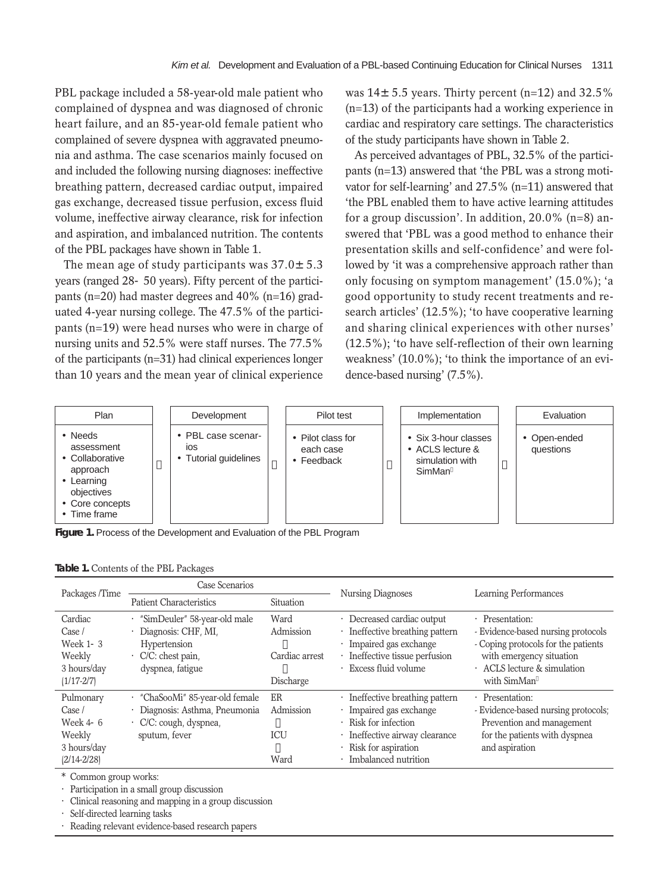PBL package included a 58-year-old male patient who complained of dyspnea and was diagnosed of chronic heart failure, and an 85-year-old female patient who complained of severe dyspnea with aggravated pneumonia and asthma. The case scenarios mainly focused on and included the following nursing diagnoses: ineffective breathing pattern, decreased cardiac output, impaired gas exchange, decreased tissue perfusion, excess fluid volume, ineffective airway clearance, risk for infection and aspiration, and imbalanced nutrition. The contents of the PBL packages have shown in Table 1.

The mean age of study participants was 37.0± 5.3 years (ranged 28- 50 years). Fifty percent of the participants (n=20) had master degrees and 40% (n=16) graduated 4-year nursing college. The 47.5% of the participants (n=19) were head nurses who were in charge of nursing units and 52.5% were staff nurses. The 77.5% of the participants (n=31) had clinical experiences longer than 10 years and the mean year of clinical experience was 14± 5.5 years. Thirty percent (n=12) and 32.5% (n=13) of the participants had a working experience in cardiac and respiratory care settings. The characteristics of the study participants have shown in Table 2.

As perceived advantages of PBL, 32.5% of the participants (n=13) answered that 'the PBL was a strong motivator for self-learning' and 27.5% (n=11) answered that 'the PBL enabled them to have active learning attitudes for a group discussion'. In addition, 20.0% (n=8) answered that 'PBL was a good method to enhance their presentation skills and self-confidence' and were followed by 'it was a comprehensive approach rather than only focusing on symptom management' (15.0%); 'a good opportunity to study recent treatments and research articles' (12.5%); 'to have cooperative learning and sharing clinical experiences with other nurses' (12.5%); 'to have self-reflection of their own learning weakness' (10.0%); 'to think the importance of an evidence-based nursing' (7.5%).

| Plan | | Development | | Pilot test | | Implementation | | Evaluation |
|---|---|---|---|---|---|---|---|---|
| • Needs assessment<br>• Collaborative approach<br>• Learning objectives<br>• Core concepts<br>• Time frame | → | • PBL case scenarios<br>• Tutorial guidelines | → | • Pilot class for each case<br>• Feedback | → | • Six 3-hour classes<br>• ACLS lecture & simulation with SimMan® | → | • Open-ended questions |

**Figure 1.** Process of the Development and Evaluation of the PBL Program

**Table 1.** Contents of the PBL Packages

| Packages /Time | Case Scenarios | | Nursing Diagnoses | Learning Performances |
|---|---|---|---|---|
| | Patient Characteristics | Situation | | |
| Cardiac Case / Week 1- 3 Weekly 3 hours/day (1/17-2/7) | · "SimDeuler" 58-year-old male<br>· Diagnosis: CHF, MI, Hypertension<br>· C/C: chest pain, dyspnea, fatigue | Ward Admission<br>↓<br>Cardiac arrest<br>↓<br>Discharge | · Decreased cardiac output<br>· Ineffective breathing pattern<br>· Impaired gas exchange<br>· Ineffective tissue perfusion<br>· Excess fluid volume | · Presentation:<br>- Evidence-based nursing protocols<br>- Coping protocols for the patients with emergency situation<br>· ACLS lecture & simulation with SimMan® |
| Pulmonary Case / Week 4- 6 Weekly 3 hours/day (2/14-2/28) | · "ChaSooMi" 85-year-old female<br>· Diagnosis: Asthma, Pneumonia<br>· C/C: cough, dyspnea, sputum, fever | ER Admission<br>↓<br>ICU<br>↓<br>Ward | · Ineffective breathing pattern<br>· Impaired gas exchange<br>· Risk for infection<br>· Ineffective airway clearance<br>· Risk for aspiration<br>· Imbalanced nutrition | · Presentation:<br>- Evidence-based nursing protocols; Prevention and management for the patients with dyspnea and aspiration |

* Common group works:
· Participation in a small group discussion
· Clinical reasoning and mapping in a group discussion
· Self-directed learning tasks
· Reading relevant evidence-based research papers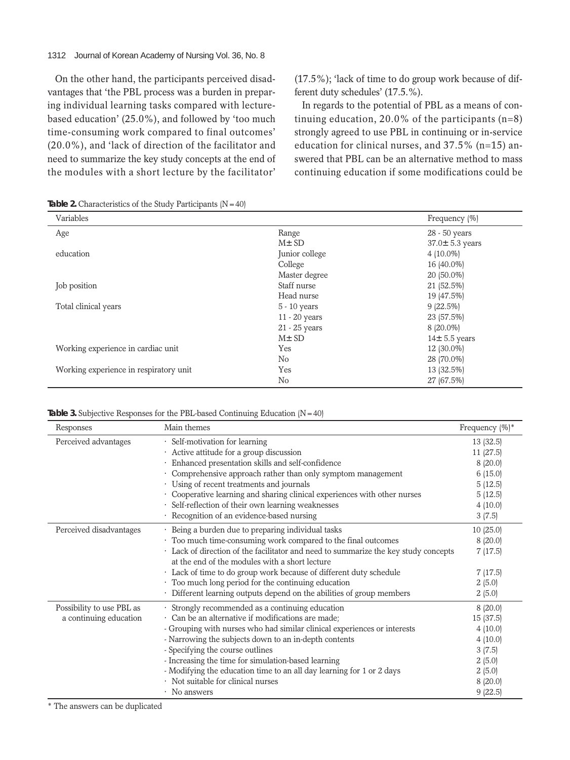On the other hand, the participants perceived disadvantages that 'the PBL process was a burden in preparing individual learning tasks compared with lecture-based education' (25.0%), and followed by 'too much time-consuming work compared to final outcomes' (20.0%), and 'lack of direction of the facilitator and need to summarize the key study concepts at the end of the modules with a short lecture by the facilitator' (17.5%); 'lack of time to do group work because of different duty schedules' (17.5.%).

In regards to the potential of PBL as a means of continuing education, 20.0% of the participants (n=8) strongly agreed to use PBL in continuing or in-service education for clinical nurses, and 37.5% (n=15) answered that PBL can be an alternative method to mass continuing education if some modifications could be

**Table 2.** Characteristics of the Study Participants (N=40)

| Variables | | Frequency (%) |
|---|---|---|
| Age | Range | 28 - 50 years |
| | M± SD | 37.0± 5.3 years |
| education | Junior college | 4 (10.0%) |
| | College | 16 (40.0%) |
| | Master degree | 20 (50.0%) |
| Job position | Staff nurse | 21 (52.5%) |
| | Head nurse | 19 (47.5%) |
| Total clinical years | 5 - 10 years | 9 (22.5%) |
| | 11 - 20 years | 23 (57.5%) |
| | 21 - 25 years | 8 (20.0%) |
| | M± SD | 14± 5.5 years |
| Working experience in cardiac unit | Yes | 12 (30.0%) |
| | No | 28 (70.0%) |
| Working experience in respiratory unit | Yes | 13 (32.5%) |
| | No | 27 (67.5%) |

**Table 3.** Subjective Responses for the PBL-based Continuing Education (N=40)

| Responses | Main themes | Frequency (%)* |
|---|---|---|
| Perceived advantages | · Self-motivation for learning | 13 (32.5) |
| | · Active attitude for a group discussion | 11 (27.5) |
| | · Enhanced presentation skills and self-confidence | 8 (20.0) |
| | · Comprehensive approach rather than only symptom management | 6 (15.0) |
| | · Using of recent treatments and journals | 5 (12.5) |
| | · Cooperative learning and sharing clinical experiences with other nurses | 5 (12.5) |
| | · Self-reflection of their own learning weaknesses | 4 (10.0) |
| | · Recognition of an evidence-based nursing | 3 (7.5) |
| Perceived disadvantages | · Being a burden due to preparing individual tasks | 10 (25.0) |
| | · Too much time-consuming work compared to the final outcomes | 8 (20.0) |
| | · Lack of direction of the facilitator and need to summarize the key study concepts at the end of the modules with a short lecture | 7 (17.5) |
| | · Lack of time to do group work because of different duty schedule | 7 (17.5) |
| | · Too much long period for the continuing education | 2 (5.0) |
| | · Different learning outputs depend on the abilities of group members | 2 (5.0) |
| Possibility to use PBL as a continuing education | · Strongly recommended as a continuing education | 8 (20.0) |
| | · Can be an alternative if modifications are made; | 15 (37.5) |
| | - Grouping with nurses who had similar clinical experiences or interests | 4 (10.0) |
| | - Narrowing the subjects down to an in-depth contents | 4 (10.0) |
| | - Specifying the course outlines | 3 (7.5) |
| | - Increasing the time for simulation-based learning | 2 (5.0) |
| | - Modifying the education time to an all day learning for 1 or 2 days | 2 (5.0) |
| | · Not suitable for clinical nurses | 8 (20.0) |
| | · No answers | 9 (22.5) |

* The answers can be duplicated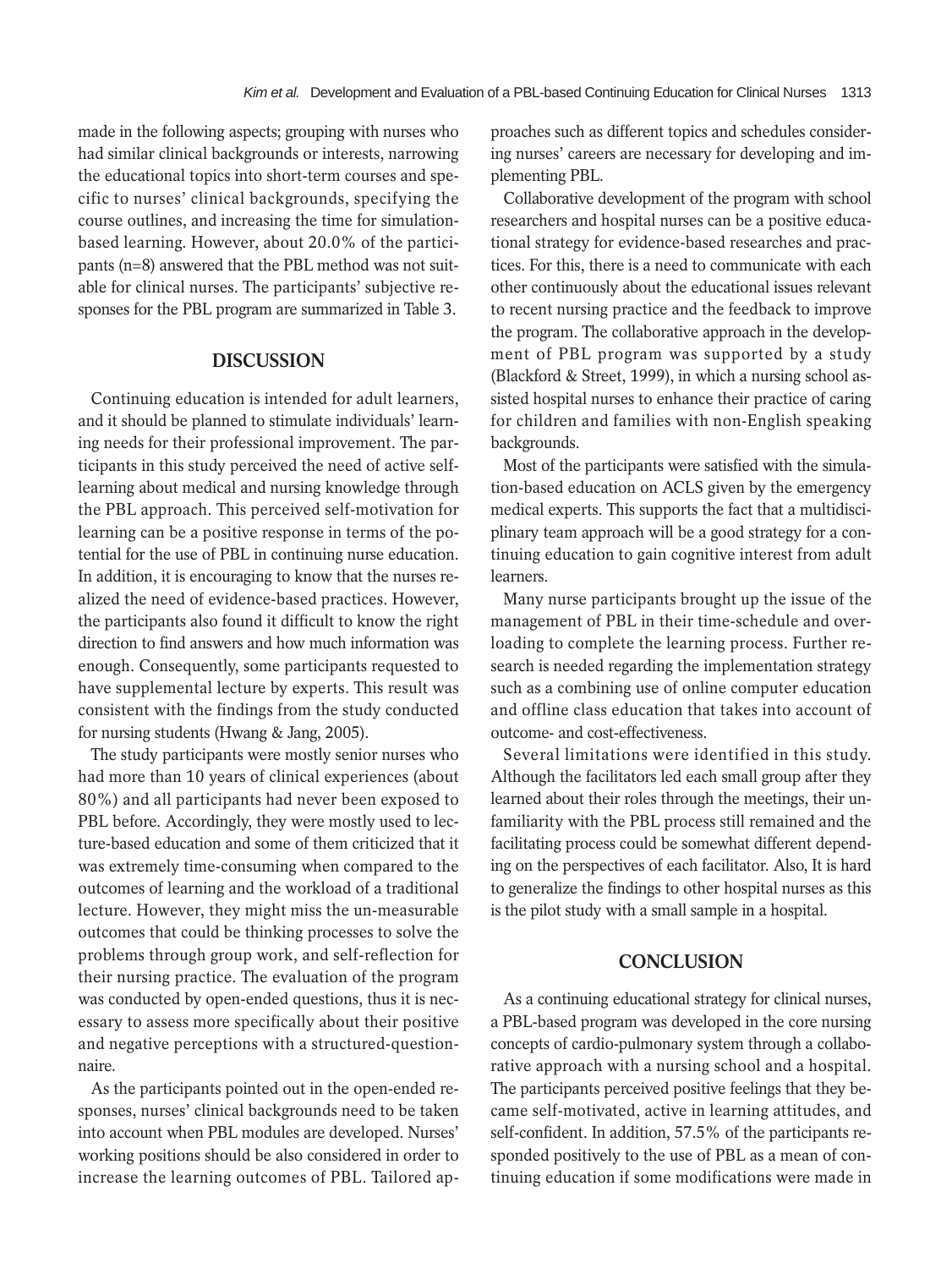made in the following aspects; grouping with nurses who had similar clinical backgrounds or interests, narrowing the educational topics into short-term courses and specific to nurses' clinical backgrounds, specifying the course outlines, and increasing the time for simulation-based learning. However, about 20.0% of the participants (n=8) answered that the PBL method was not suitable for clinical nurses. The participants' subjective responses for the PBL program are summarized in Table 3.

## DISCUSSION

Continuing education is intended for adult learners, and it should be planned to stimulate individuals' learning needs for their professional improvement. The participants in this study perceived the need of active self-learning about medical and nursing knowledge through the PBL approach. This perceived self-motivation for learning can be a positive response in terms of the potential for the use of PBL in continuing nurse education. In addition, it is encouraging to know that the nurses realized the need of evidence-based practices. However, the participants also found it difficult to know the right direction to find answers and how much information was enough. Consequently, some participants requested to have supplemental lecture by experts. This result was consistent with the findings from the study conducted for nursing students (Hwang & Jang, 2005).

The study participants were mostly senior nurses who had more than 10 years of clinical experiences (about 80%) and all participants had never been exposed to PBL before. Accordingly, they were mostly used to lecture-based education and some of them criticized that it was extremely time-consuming when compared to the outcomes of learning and the workload of a traditional lecture. However, they might miss the un-measurable outcomes that could be thinking processes to solve the problems through group work, and self-reflection for their nursing practice. The evaluation of the program was conducted by open-ended questions, thus it is necessary to assess more specifically about their positive and negative perceptions with a structured-questionnaire.

As the participants pointed out in the open-ended responses, nurses' clinical backgrounds need to be taken into account when PBL modules are developed. Nurses' working positions should be also considered in order to increase the learning outcomes of PBL. Tailored approaches such as different topics and schedules considering nurses' careers are necessary for developing and implementing PBL.

Collaborative development of the program with school researchers and hospital nurses can be a positive educational strategy for evidence-based researches and practices. For this, there is a need to communicate with each other continuously about the educational issues relevant to recent nursing practice and the feedback to improve the program. The collaborative approach in the development of PBL program was supported by a study (Blackford & Street, 1999), in which a nursing school assisted hospital nurses to enhance their practice of caring for children and families with non-English speaking backgrounds.

Most of the participants were satisfied with the simulation-based education on ACLS given by the emergency medical experts. This supports the fact that a multidisciplinary team approach will be a good strategy for a continuing education to gain cognitive interest from adult learners.

Many nurse participants brought up the issue of the management of PBL in their time-schedule and overloading to complete the learning process. Further research is needed regarding the implementation strategy such as a combining use of online computer education and offline class education that takes into account of outcome- and cost-effectiveness.

Several limitations were identified in this study. Although the facilitators led each small group after they learned about their roles through the meetings, their unfamiliarity with the PBL process still remained and the facilitating process could be somewhat different depending on the perspectives of each facilitator. Also, It is hard to generalize the findings to other hospital nurses as this is the pilot study with a small sample in a hospital.

## CONCLUSION

As a continuing educational strategy for clinical nurses, a PBL-based program was developed in the core nursing concepts of cardio-pulmonary system through a collaborative approach with a nursing school and a hospital. The participants perceived positive feelings that they became self-motivated, active in learning attitudes, and self-confident. In addition, 57.5% of the participants responded positively to the use of PBL as a mean of continuing education if some modifications were made in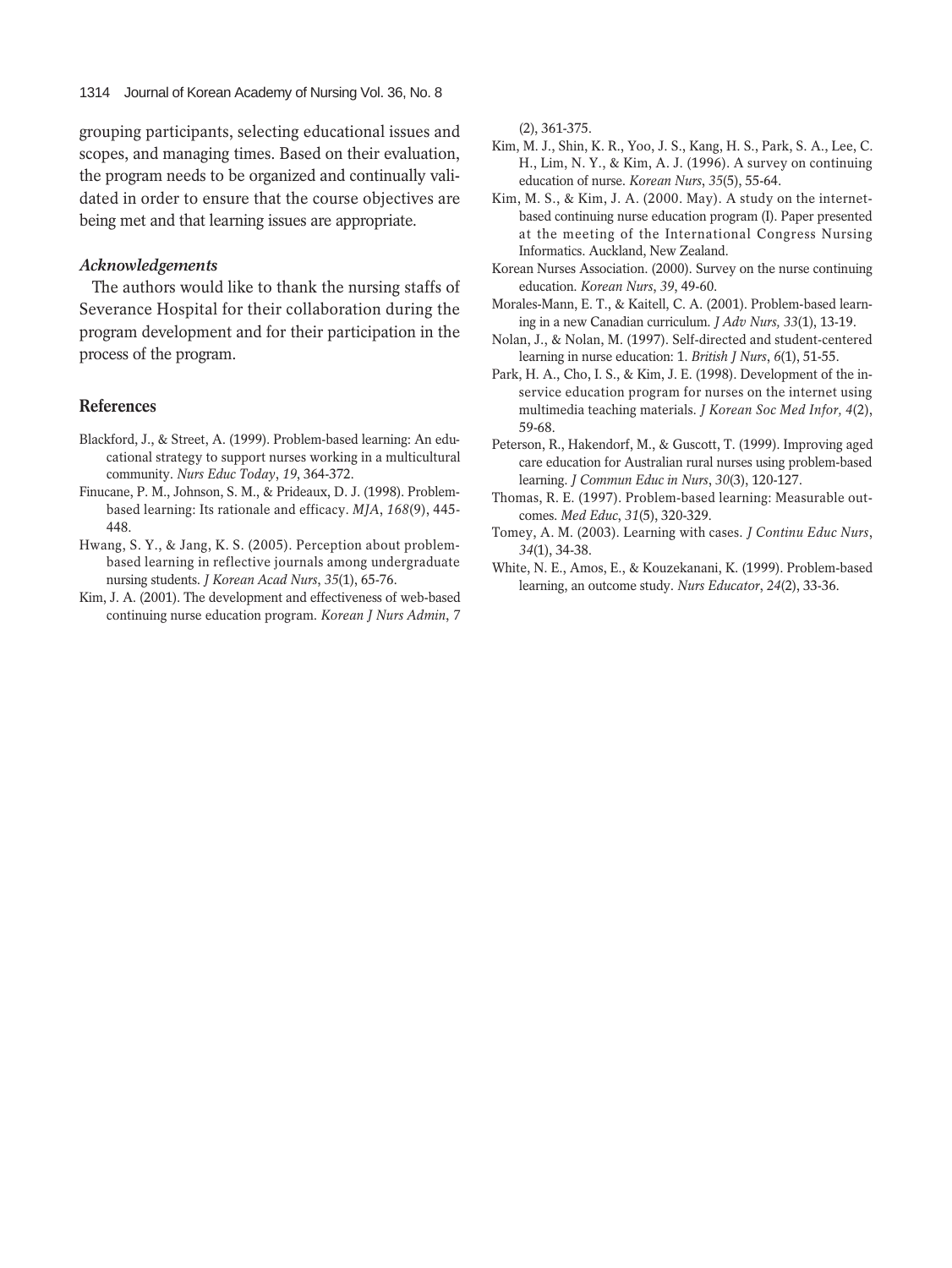grouping participants, selecting educational issues and scopes, and managing times. Based on their evaluation, the program needs to be organized and continually validated in order to ensure that the course objectives are being met and that learning issues are appropriate.

### *Acknowledgements*

The authors would like to thank the nursing staffs of Severance Hospital for their collaboration during the program development and for their participation in the process of the program.

## References

Blackford, J., & Street, A. (1999). Problem-based learning: An educational strategy to support nurses working in a multicultural community. *Nurs Educ Today*, *19*, 364-372.

Finucane, P. M., Johnson, S. M., & Prideaux, D. J. (1998). Problem-based learning: Its rationale and efficacy. *MJA*, *168*(9), 445-448.

Hwang, S. Y., & Jang, K. S. (2005). Perception about problem-based learning in reflective journals among undergraduate nursing students. *J Korean Acad Nurs*, *35*(1), 65-76.

Kim, J. A. (2001). The development and effectiveness of web-based continuing nurse education program. *Korean J Nurs Admin*, *7*(2), 361-375.

Kim, M. J., Shin, K. R., Yoo, J. S., Kang, H. S., Park, S. A., Lee, C. H., Lim, N. Y., & Kim, A. J. (1996). A survey on continuing education of nurse. *Korean Nurs*, *35*(5), 55-64.

Kim, M. S., & Kim, J. A. (2000. May). A study on the internet-based continuing nurse education program (I). Paper presented at the meeting of the International Congress Nursing Informatics. Auckland, New Zealand.

Korean Nurses Association. (2000). Survey on the nurse continuing education. *Korean Nurs*, *39*, 49-60.

Morales-Mann, E. T., & Kaitell, C. A. (2001). Problem-based learning in a new Canadian curriculum. *J Adv Nurs, 33*(1), 13-19.

Nolan, J., & Nolan, M. (1997). Self-directed and student-centered learning in nurse education: 1. *British J Nurs*, *6*(1), 51-55.

Park, H. A., Cho, I. S., & Kim, J. E. (1998). Development of the in-service education program for nurses on the internet using multimedia teaching materials. *J Korean Soc Med Infor, 4*(2), 59-68.

Peterson, R., Hakendorf, M., & Guscott, T. (1999). Improving aged care education for Australian rural nurses using problem-based learning. *J Commun Educ in Nurs*, *30*(3), 120-127.

Thomas, R. E. (1997). Problem-based learning: Measurable outcomes. *Med Educ*, *31*(5), 320-329.

Tomey, A. M. (2003). Learning with cases. *J Continu Educ Nurs*, *34*(1), 34-38.

White, N. E., Amos, E., & Kouzekanani, K. (1999). Problem-based learning, an outcome study. *Nurs Educator*, *24*(2), 33-36.